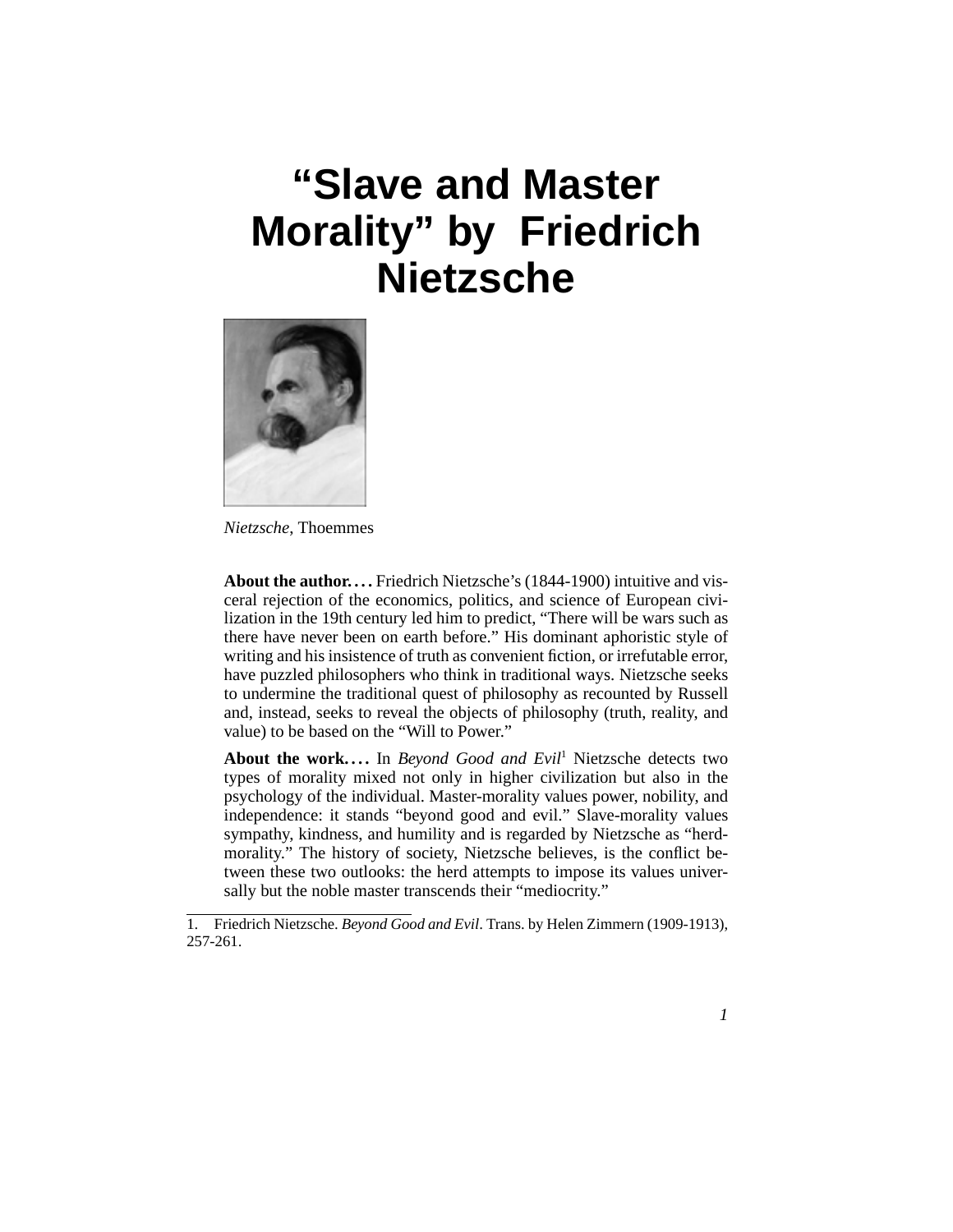# "Slave and Master Morality" by Friedrich Nietzsche

*Nietzsche*, Thoemmes

**About the author. . . .** Friedrich Nietzsche's (1844-1900) intuitive and visceral rejection of the economics, politics, and science of European civilization in the 19th century led him to predict, "There will be wars such as there have never been on earth before." His dominant aphoristic style of writing and his insistence of truth as convenient fiction, or irrefutable error, have puzzled philosophers who think in traditional ways. Nietzsche seeks to undermine the traditional quest of philosophy as recounted by Russell and, instead, seeks to reveal the objects of philosophy (truth, reality, and value) to be based on the "Will to Power."

**About the work. . . .** In *Beyond Good and Evil*[1] Nietzsche detects two types of morality mixed not only in higher civilization but also in the psychology of the individual. Master-morality values power, nobility, and independence: it stands "beyond good and evil." Slave-morality values sympathy, kindness, and humility and is regarded by Nietzsche as "herd-morality." The history of society, Nietzsche believes, is the conflict between these two outlooks: the herd attempts to impose its values universally but the noble master transcends their "mediocrity."

1. Friedrich Nietzsche. *Beyond Good and Evil*. Trans. by Helen Zimmern (1909-1913), 257-261.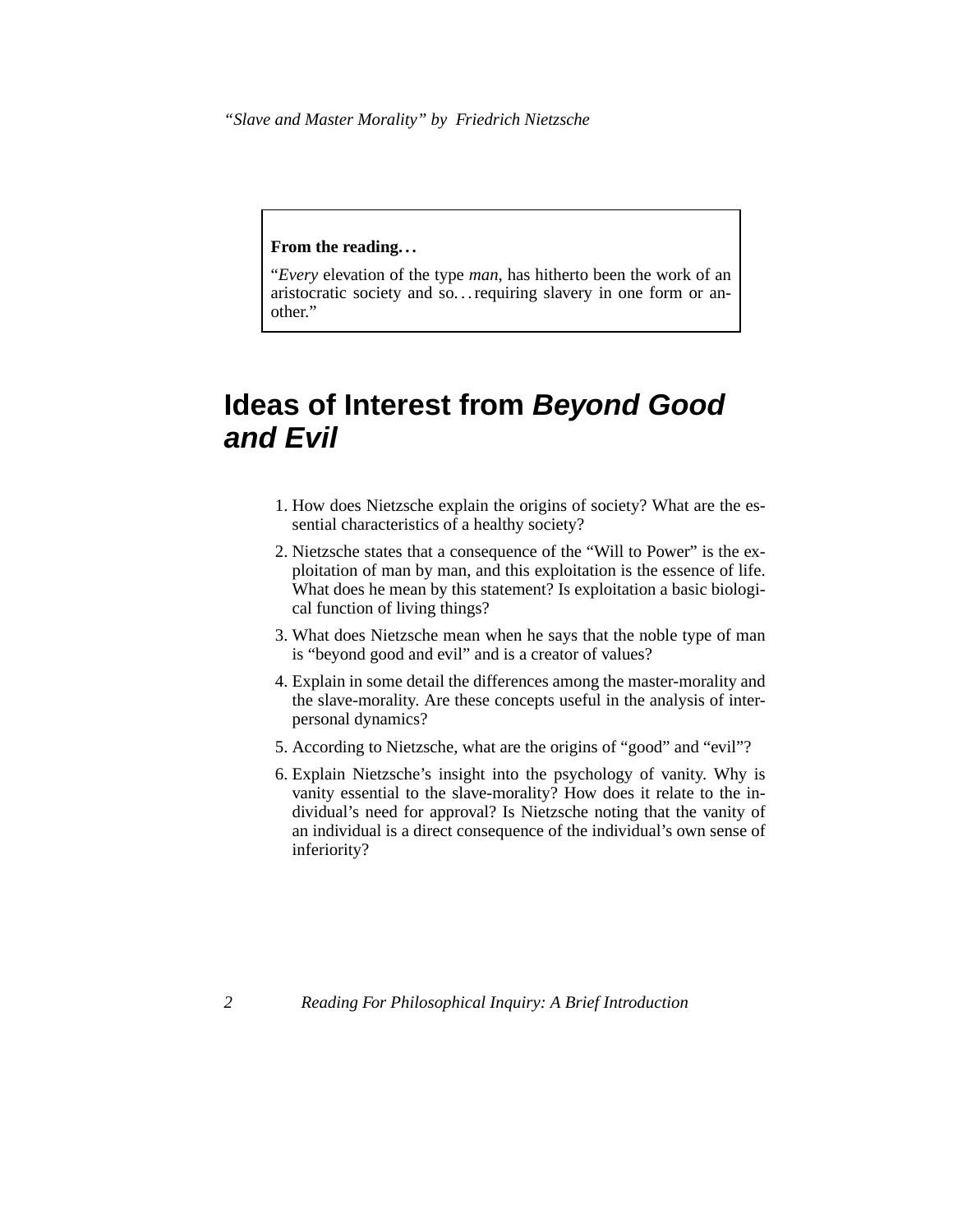**From the reading. . .**

"*Every* elevation of the type *man*, has hitherto been the work of an aristocratic society and so. . . requiring slavery in one form or another."

## Ideas of Interest from *Beyond Good and Evil*

1. How does Nietzsche explain the origins of society? What are the essential characteristics of a healthy society?
2. Nietzsche states that a consequence of the "Will to Power" is the exploitation of man by man, and this exploitation is the essence of life. What does he mean by this statement? Is exploitation a basic biological function of living things?
3. What does Nietzsche mean when he says that the noble type of man is "beyond good and evil" and is a creator of values?
4. Explain in some detail the differences among the master-morality and the slave-morality. Are these concepts useful in the analysis of interpersonal dynamics?
5. According to Nietzsche, what are the origins of "good" and "evil"?
6. Explain Nietzsche's insight into the psychology of vanity. Why is vanity essential to the slave-morality? How does it relate to the individual's need for approval? Is Nietzsche noting that the vanity of an individual is a direct consequence of the individual's own sense of inferiority?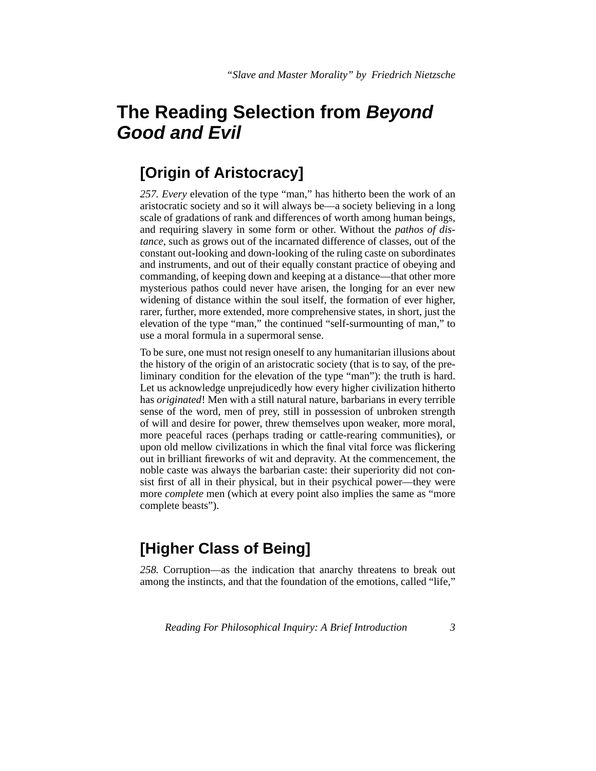## The Reading Selection from *Beyond Good and Evil*

### [Origin of Aristocracy]

*257. Every* elevation of the type "man," has hitherto been the work of an aristocratic society and so it will always be—a society believing in a long scale of gradations of rank and differences of worth among human beings, and requiring slavery in some form or other. Without the *pathos of distance*, such as grows out of the incarnated difference of classes, out of the constant out-looking and down-looking of the ruling caste on subordinates and instruments, and out of their equally constant practice of obeying and commanding, of keeping down and keeping at a distance—that other more mysterious pathos could never have arisen, the longing for an ever new widening of distance within the soul itself, the formation of ever higher, rarer, further, more extended, more comprehensive states, in short, just the elevation of the type "man," the continued "self-surmounting of man," to use a moral formula in a supermoral sense.

To be sure, one must not resign oneself to any humanitarian illusions about the history of the origin of an aristocratic society (that is to say, of the preliminary condition for the elevation of the type "man"): the truth is hard. Let us acknowledge unprejudicedly how every higher civilization hitherto has *originated*! Men with a still natural nature, barbarians in every terrible sense of the word, men of prey, still in possession of unbroken strength of will and desire for power, threw themselves upon weaker, more moral, more peaceful races (perhaps trading or cattle-rearing communities), or upon old mellow civilizations in which the final vital force was flickering out in brilliant fireworks of wit and depravity. At the commencement, the noble caste was always the barbarian caste: their superiority did not consist first of all in their physical, but in their psychical power—they were more *complete* men (which at every point also implies the same as "more complete beasts").

### [Higher Class of Being]

*258.* Corruption—as the indication that anarchy threatens to break out among the instincts, and that the foundation of the emotions, called "life,"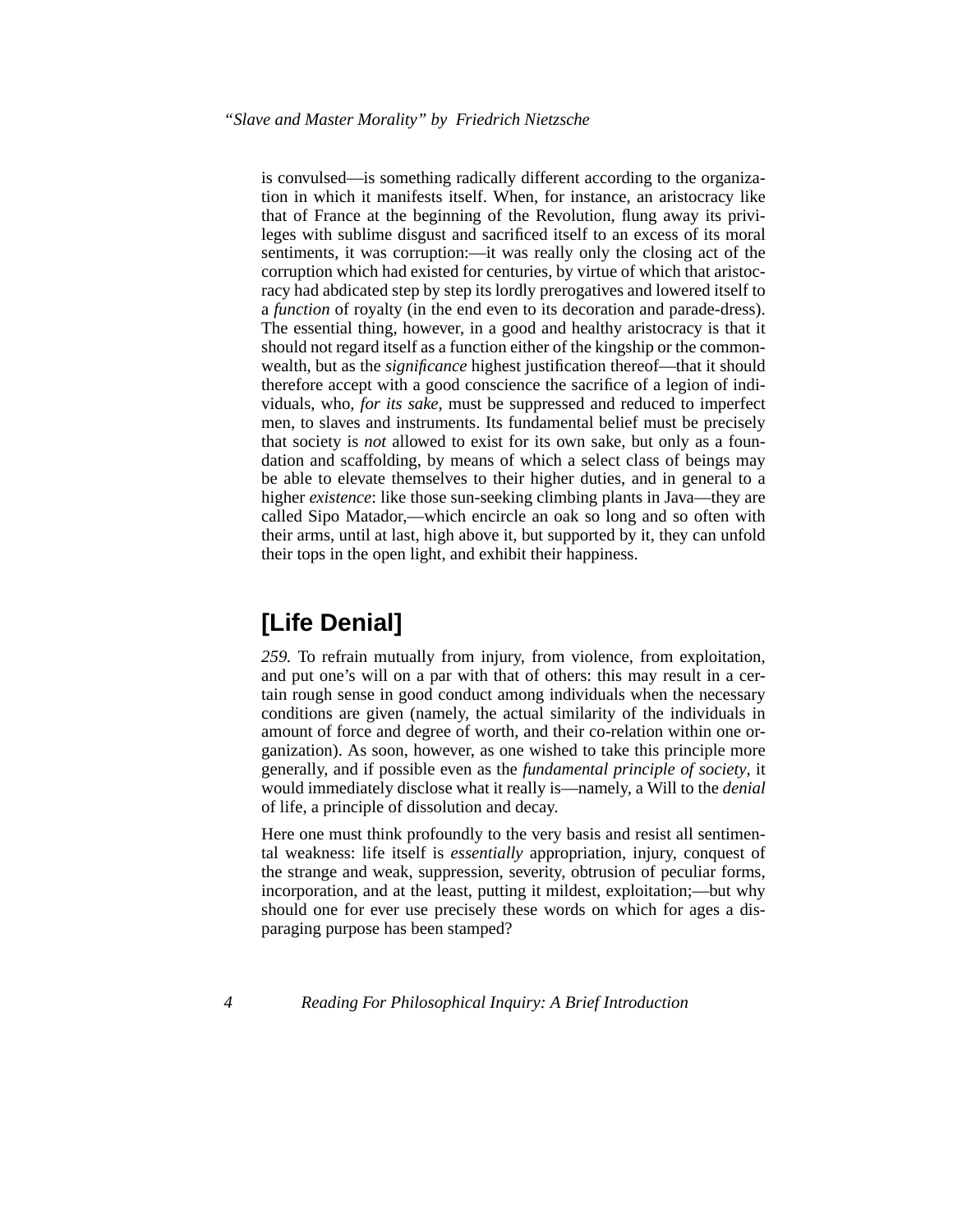is convulsed—is something radically different according to the organization in which it manifests itself. When, for instance, an aristocracy like that of France at the beginning of the Revolution, flung away its privileges with sublime disgust and sacrificed itself to an excess of its moral sentiments, it was corruption:—it was really only the closing act of the corruption which had existed for centuries, by virtue of which that aristocracy had abdicated step by step its lordly prerogatives and lowered itself to a *function* of royalty (in the end even to its decoration and parade-dress). The essential thing, however, in a good and healthy aristocracy is that it should not regard itself as a function either of the kingship or the commonwealth, but as the *significance* highest justification thereof—that it should therefore accept with a good conscience the sacrifice of a legion of individuals, who, *for its sake*, must be suppressed and reduced to imperfect men, to slaves and instruments. Its fundamental belief must be precisely that society is *not* allowed to exist for its own sake, but only as a foundation and scaffolding, by means of which a select class of beings may be able to elevate themselves to their higher duties, and in general to a higher *existence*: like those sun-seeking climbing plants in Java—they are called Sipo Matador,—which encircle an oak so long and so often with their arms, until at last, high above it, but supported by it, they can unfold their tops in the open light, and exhibit their happiness.

## [Life Denial]

*259.* To refrain mutually from injury, from violence, from exploitation, and put one's will on a par with that of others: this may result in a certain rough sense in good conduct among individuals when the necessary conditions are given (namely, the actual similarity of the individuals in amount of force and degree of worth, and their co-relation within one organization). As soon, however, as one wished to take this principle more generally, and if possible even as the *fundamental principle of society*, it would immediately disclose what it really is—namely, a Will to the *denial* of life, a principle of dissolution and decay.

Here one must think profoundly to the very basis and resist all sentimental weakness: life itself is *essentially* appropriation, injury, conquest of the strange and weak, suppression, severity, obtrusion of peculiar forms, incorporation, and at the least, putting it mildest, exploitation;—but why should one for ever use precisely these words on which for ages a disparaging purpose has been stamped?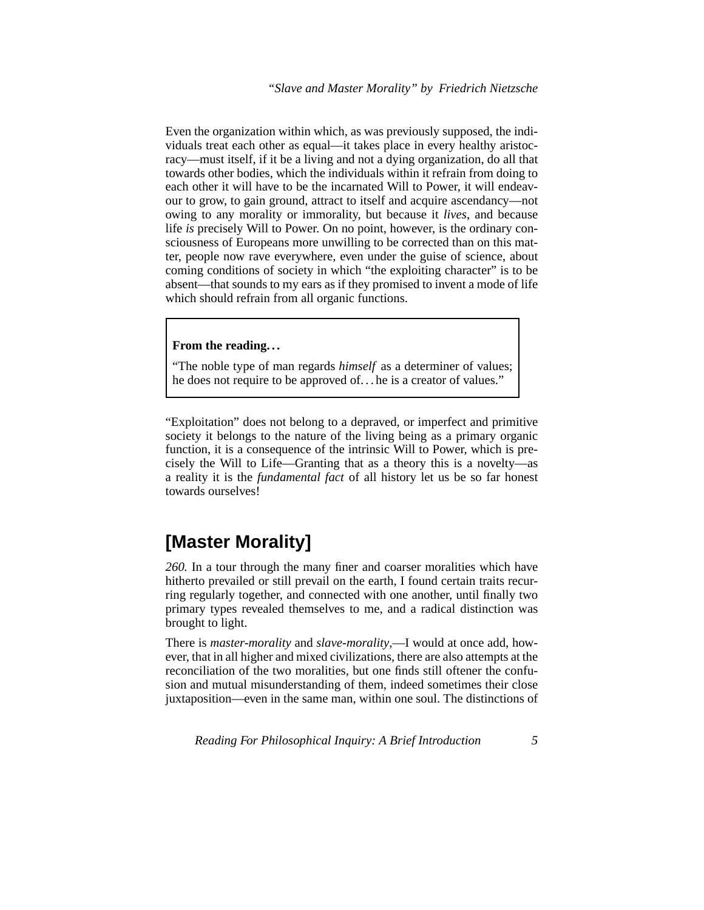Even the organization within which, as was previously supposed, the individuals treat each other as equal—it takes place in every healthy aristocracy—must itself, if it be a living and not a dying organization, do all that towards other bodies, which the individuals within it refrain from doing to each other it will have to be the incarnated Will to Power, it will endeavour to grow, to gain ground, attract to itself and acquire ascendancy—not owing to any morality or immorality, but because it *lives*, and because life *is* precisely Will to Power. On no point, however, is the ordinary consciousness of Europeans more unwilling to be corrected than on this matter, people now rave everywhere, even under the guise of science, about coming conditions of society in which "the exploiting character" is to be absent—that sounds to my ears as if they promised to invent a mode of life which should refrain from all organic functions.

> **From the reading. . .**
>
> "The noble type of man regards *himself* as a determiner of values; he does not require to be approved of. . . he is a creator of values."

"Exploitation" does not belong to a depraved, or imperfect and primitive society it belongs to the nature of the living being as a primary organic function, it is a consequence of the intrinsic Will to Power, which is precisely the Will to Life—Granting that as a theory this is a novelty—as a reality it is the *fundamental fact* of all history let us be so far honest towards ourselves!

## [Master Morality]

*260.* In a tour through the many finer and coarser moralities which have hitherto prevailed or still prevail on the earth, I found certain traits recurring regularly together, and connected with one another, until finally two primary types revealed themselves to me, and a radical distinction was brought to light.

There is *master-morality* and *slave-morality*,—I would at once add, however, that in all higher and mixed civilizations, there are also attempts at the reconciliation of the two moralities, but one finds still oftener the confusion and mutual misunderstanding of them, indeed sometimes their close juxtaposition—even in the same man, within one soul. The distinctions of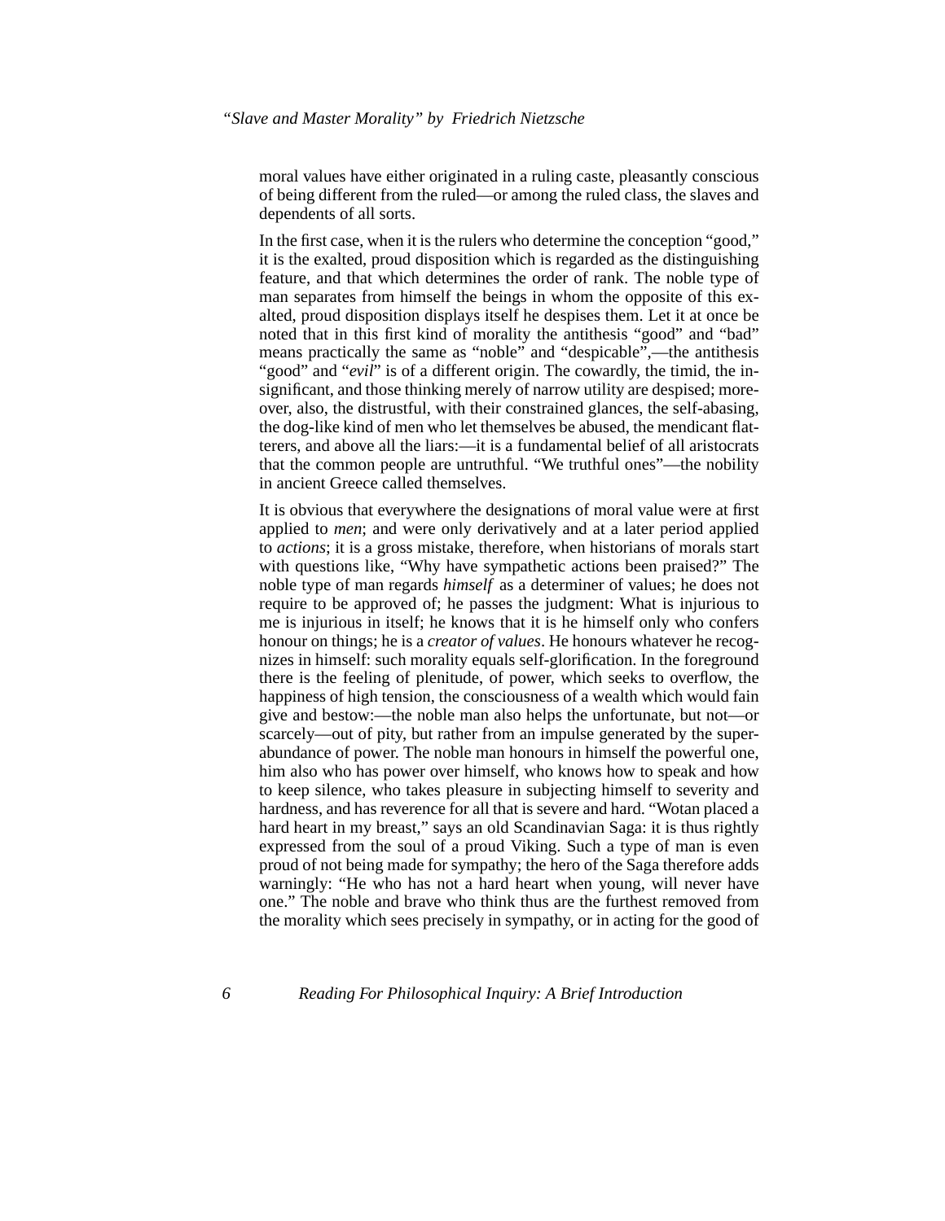moral values have either originated in a ruling caste, pleasantly conscious of being different from the ruled—or among the ruled class, the slaves and dependents of all sorts.

In the first case, when it is the rulers who determine the conception "good," it is the exalted, proud disposition which is regarded as the distinguishing feature, and that which determines the order of rank. The noble type of man separates from himself the beings in whom the opposite of this exalted, proud disposition displays itself he despises them. Let it at once be noted that in this first kind of morality the antithesis "good" and "bad" means practically the same as "noble" and "despicable",—the antithesis "good" and "*evil*" is of a different origin. The cowardly, the timid, the insignificant, and those thinking merely of narrow utility are despised; moreover, also, the distrustful, with their constrained glances, the self-abasing, the dog-like kind of men who let themselves be abused, the mendicant flatterers, and above all the liars:—it is a fundamental belief of all aristocrats that the common people are untruthful. "We truthful ones"—the nobility in ancient Greece called themselves.

It is obvious that everywhere the designations of moral value were at first applied to *men*; and were only derivatively and at a later period applied to *actions*; it is a gross mistake, therefore, when historians of morals start with questions like, "Why have sympathetic actions been praised?" The noble type of man regards *himself* as a determiner of values; he does not require to be approved of; he passes the judgment: What is injurious to me is injurious in itself; he knows that it is he himself only who confers honour on things; he is a *creator of values*. He honours whatever he recognizes in himself: such morality equals self-glorification. In the foreground there is the feeling of plenitude, of power, which seeks to overflow, the happiness of high tension, the consciousness of a wealth which would fain give and bestow:—the noble man also helps the unfortunate, but not—or scarcely—out of pity, but rather from an impulse generated by the super-abundance of power. The noble man honours in himself the powerful one, him also who has power over himself, who knows how to speak and how to keep silence, who takes pleasure in subjecting himself to severity and hardness, and has reverence for all that is severe and hard. "Wotan placed a hard heart in my breast," says an old Scandinavian Saga: it is thus rightly expressed from the soul of a proud Viking. Such a type of man is even proud of not being made for sympathy; the hero of the Saga therefore adds warningly: "He who has not a hard heart when young, will never have one." The noble and brave who think thus are the furthest removed from the morality which sees precisely in sympathy, or in acting for the good of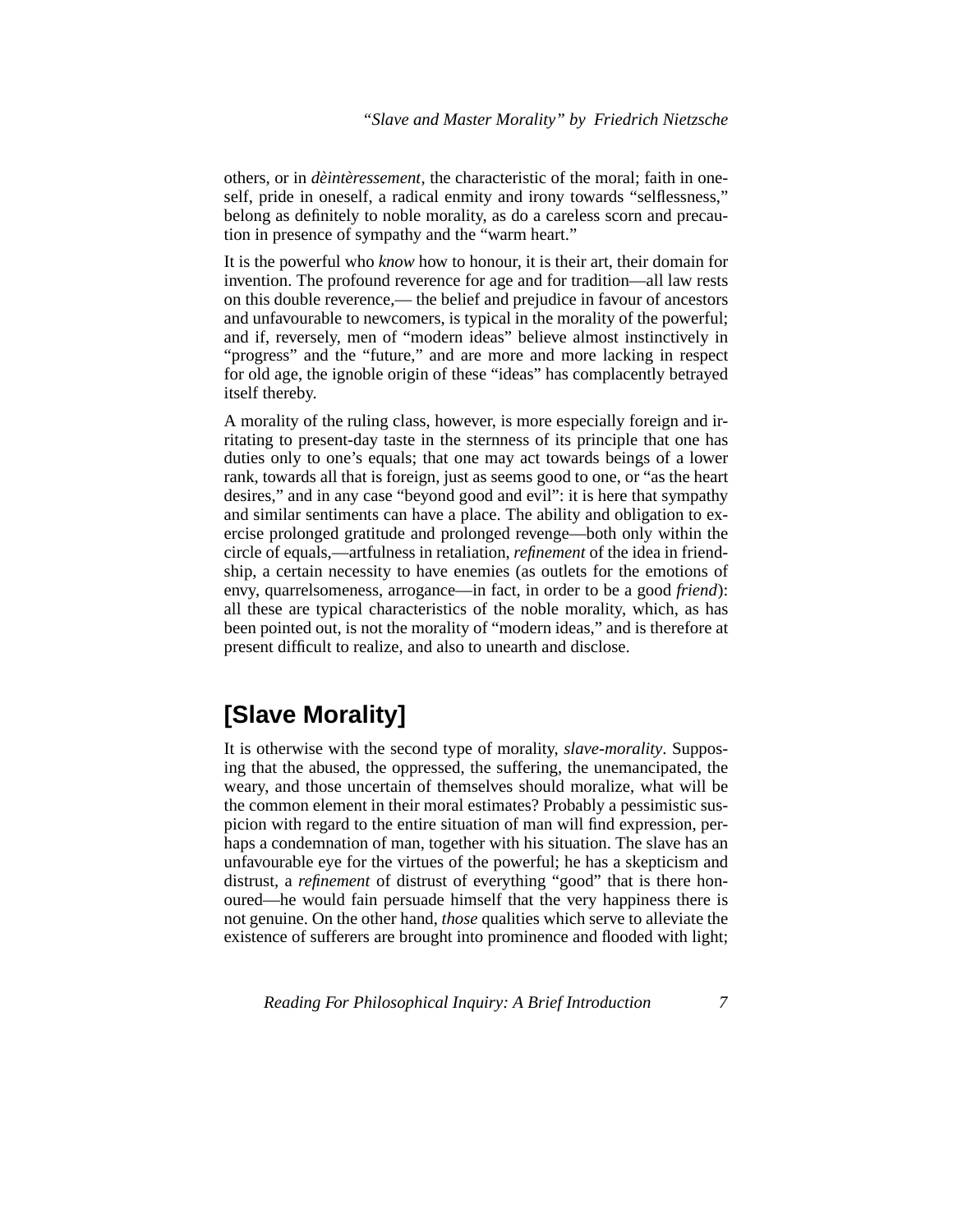others, or in *dèintèressement*, the characteristic of the moral; faith in oneself, pride in oneself, a radical enmity and irony towards "selflessness," belong as definitely to noble morality, as do a careless scorn and precaution in presence of sympathy and the "warm heart."

It is the powerful who *know* how to honour, it is their art, their domain for invention. The profound reverence for age and for tradition—all law rests on this double reverence,— the belief and prejudice in favour of ancestors and unfavourable to newcomers, is typical in the morality of the powerful; and if, reversely, men of "modern ideas" believe almost instinctively in "progress" and the "future," and are more and more lacking in respect for old age, the ignoble origin of these "ideas" has complacently betrayed itself thereby.

A morality of the ruling class, however, is more especially foreign and irritating to present-day taste in the sternness of its principle that one has duties only to one's equals; that one may act towards beings of a lower rank, towards all that is foreign, just as seems good to one, or "as the heart desires," and in any case "beyond good and evil": it is here that sympathy and similar sentiments can have a place. The ability and obligation to exercise prolonged gratitude and prolonged revenge—both only within the circle of equals,—artfulness in retaliation, *refinement* of the idea in friendship, a certain necessity to have enemies (as outlets for the emotions of envy, quarrelsomeness, arrogance—in fact, in order to be a good *friend*): all these are typical characteristics of the noble morality, which, as has been pointed out, is not the morality of "modern ideas," and is therefore at present difficult to realize, and also to unearth and disclose.

## [Slave Morality]

It is otherwise with the second type of morality, *slave-morality*. Supposing that the abused, the oppressed, the suffering, the unemancipated, the weary, and those uncertain of themselves should moralize, what will be the common element in their moral estimates? Probably a pessimistic suspicion with regard to the entire situation of man will find expression, perhaps a condemnation of man, together with his situation. The slave has an unfavourable eye for the virtues of the powerful; he has a skepticism and distrust, a *refinement* of distrust of everything "good" that is there honoured—he would fain persuade himself that the very happiness there is not genuine. On the other hand, *those* qualities which serve to alleviate the existence of sufferers are brought into prominence and flooded with light;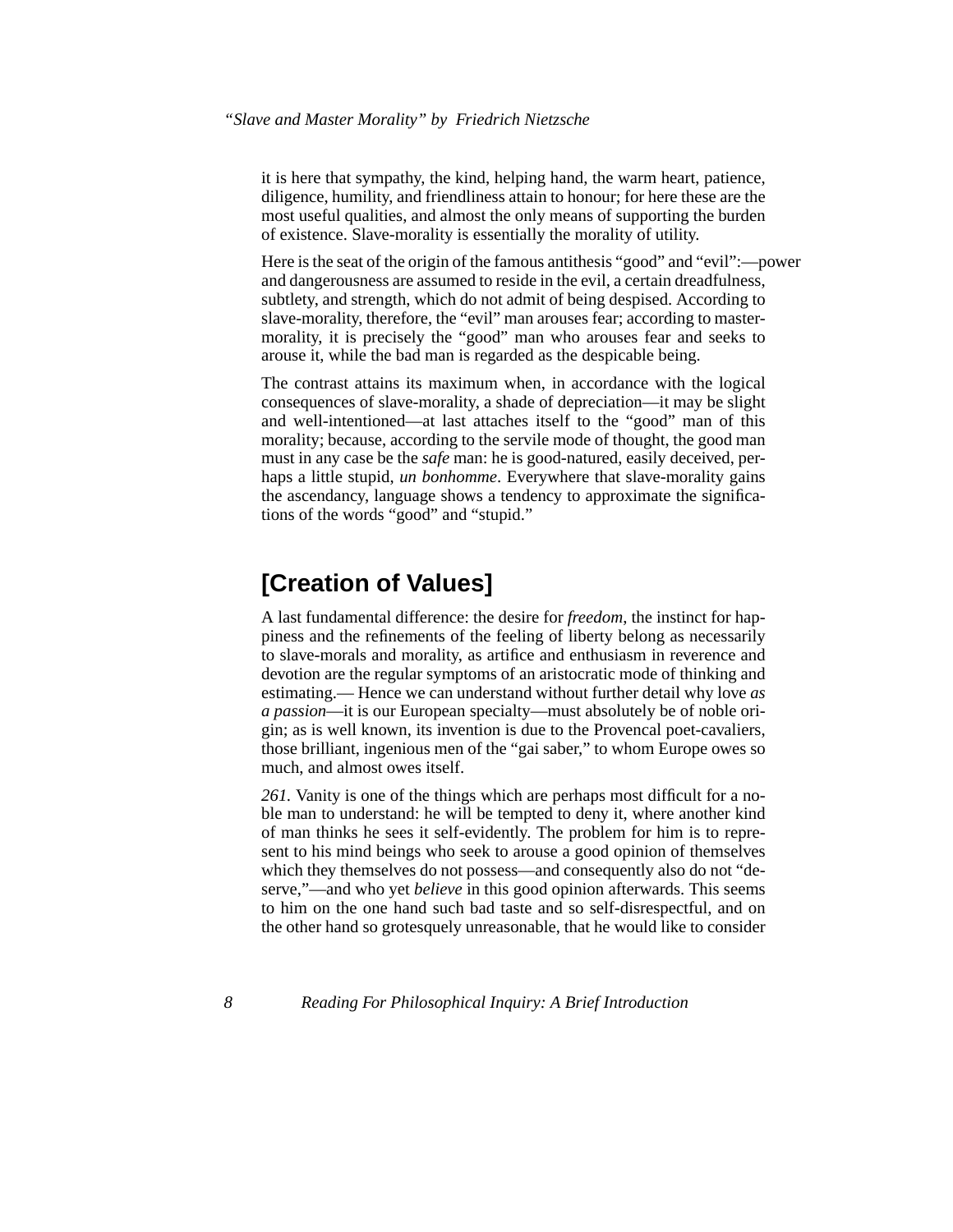it is here that sympathy, the kind, helping hand, the warm heart, patience, diligence, humility, and friendliness attain to honour; for here these are the most useful qualities, and almost the only means of supporting the burden of existence. Slave-morality is essentially the morality of utility.

Here is the seat of the origin of the famous antithesis "good" and "evil":—power and dangerousness are assumed to reside in the evil, a certain dreadfulness, subtlety, and strength, which do not admit of being despised. According to slave-morality, therefore, the "evil" man arouses fear; according to master-morality, it is precisely the "good" man who arouses fear and seeks to arouse it, while the bad man is regarded as the despicable being.

The contrast attains its maximum when, in accordance with the logical consequences of slave-morality, a shade of depreciation—it may be slight and well-intentioned—at last attaches itself to the "good" man of this morality; because, according to the servile mode of thought, the good man must in any case be the *safe* man: he is good-natured, easily deceived, perhaps a little stupid, *un bonhomme*. Everywhere that slave-morality gains the ascendancy, language shows a tendency to approximate the significations of the words "good" and "stupid."

## [Creation of Values]

A last fundamental difference: the desire for *freedom*, the instinct for happiness and the refinements of the feeling of liberty belong as necessarily to slave-morals and morality, as artifice and enthusiasm in reverence and devotion are the regular symptoms of an aristocratic mode of thinking and estimating.— Hence we can understand without further detail why love *as a passion*—it is our European specialty—must absolutely be of noble origin; as is well known, its invention is due to the Provencal poet-cavaliers, those brilliant, ingenious men of the "gai saber," to whom Europe owes so much, and almost owes itself.

*261.* Vanity is one of the things which are perhaps most difficult for a noble man to understand: he will be tempted to deny it, where another kind of man thinks he sees it self-evidently. The problem for him is to represent to his mind beings who seek to arouse a good opinion of themselves which they themselves do not possess—and consequently also do not "deserve,"—and who yet *believe* in this good opinion afterwards. This seems to him on the one hand such bad taste and so self-disrespectful, and on the other hand so grotesquely unreasonable, that he would like to consider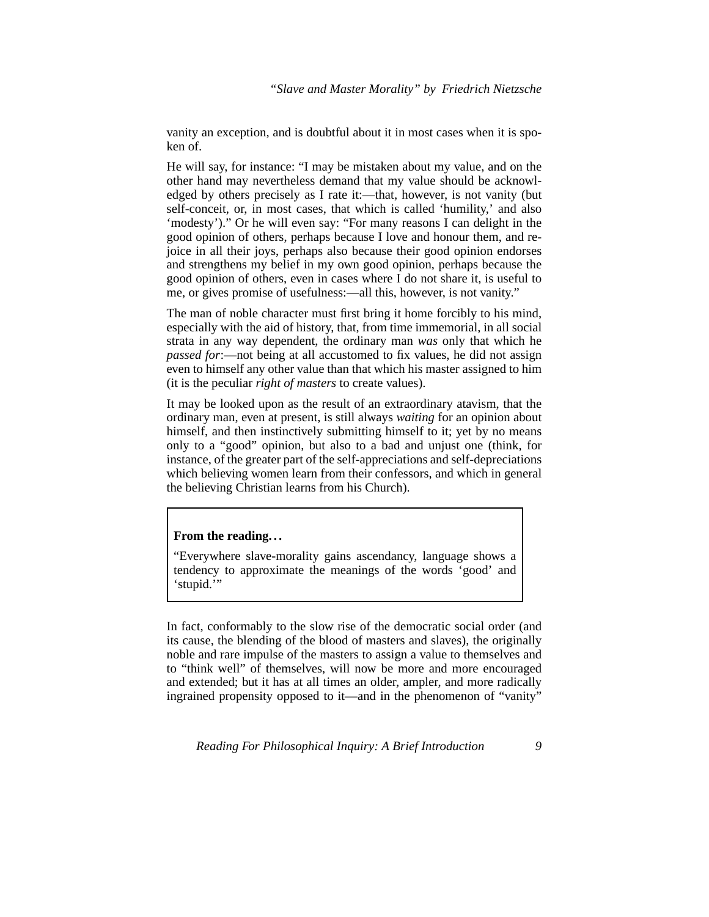vanity an exception, and is doubtful about it in most cases when it is spoken of.

He will say, for instance: "I may be mistaken about my value, and on the other hand may nevertheless demand that my value should be acknowledged by others precisely as I rate it:—that, however, is not vanity (but self-conceit, or, in most cases, that which is called 'humility,' and also 'modesty')." Or he will even say: "For many reasons I can delight in the good opinion of others, perhaps because I love and honour them, and rejoice in all their joys, perhaps also because their good opinion endorses and strengthens my belief in my own good opinion, perhaps because the good opinion of others, even in cases where I do not share it, is useful to me, or gives promise of usefulness:—all this, however, is not vanity."

The man of noble character must first bring it home forcibly to his mind, especially with the aid of history, that, from time immemorial, in all social strata in any way dependent, the ordinary man *was* only that which he *passed for*:—not being at all accustomed to fix values, he did not assign even to himself any other value than that which his master assigned to him (it is the peculiar *right of masters* to create values).

It may be looked upon as the result of an extraordinary atavism, that the ordinary man, even at present, is still always *waiting* for an opinion about himself, and then instinctively submitting himself to it; yet by no means only to a "good" opinion, but also to a bad and unjust one (think, for instance, of the greater part of the self-appreciations and self-depreciations which believing women learn from their confessors, and which in general the believing Christian learns from his Church).

> **From the reading. . .**
>
> "Everywhere slave-morality gains ascendancy, language shows a tendency to approximate the meanings of the words 'good' and 'stupid.'"

In fact, conformably to the slow rise of the democratic social order (and its cause, the blending of the blood of masters and slaves), the originally noble and rare impulse of the masters to assign a value to themselves and to "think well" of themselves, will now be more and more encouraged and extended; but it has at all times an older, ampler, and more radically ingrained propensity opposed to it—and in the phenomenon of "vanity"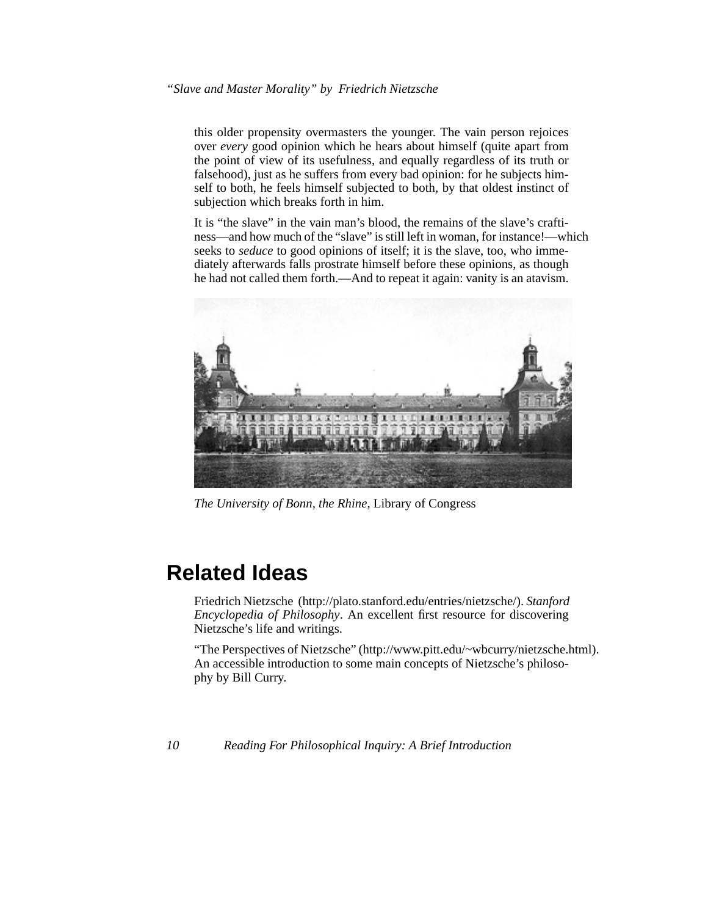this older propensity overmasters the younger. The vain person rejoices over *every* good opinion which he hears about himself (quite apart from the point of view of its usefulness, and equally regardless of its truth or falsehood), just as he suffers from every bad opinion: for he subjects himself to both, he feels himself subjected to both, by that oldest instinct of subjection which breaks forth in him.

It is "the slave" in the vain man's blood, the remains of the slave's craftiness—and how much of the "slave" is still left in woman, for instance!—which seeks to *seduce* to good opinions of itself; it is the slave, too, who immediately afterwards falls prostrate himself before these opinions, as though he had not called them forth.—And to repeat it again: vanity is an atavism.

*The University of Bonn, the Rhine*, Library of Congress

## Related Ideas

Friedrich Nietzsche (http://plato.stanford.edu/entries/nietzsche/). *Stanford Encyclopedia of Philosophy*. An excellent first resource for discovering Nietzsche's life and writings.

"The Perspectives of Nietzsche" (http://www.pitt.edu/~wbcurry/nietzsche.html). An accessible introduction to some main concepts of Nietzsche's philosophy by Bill Curry.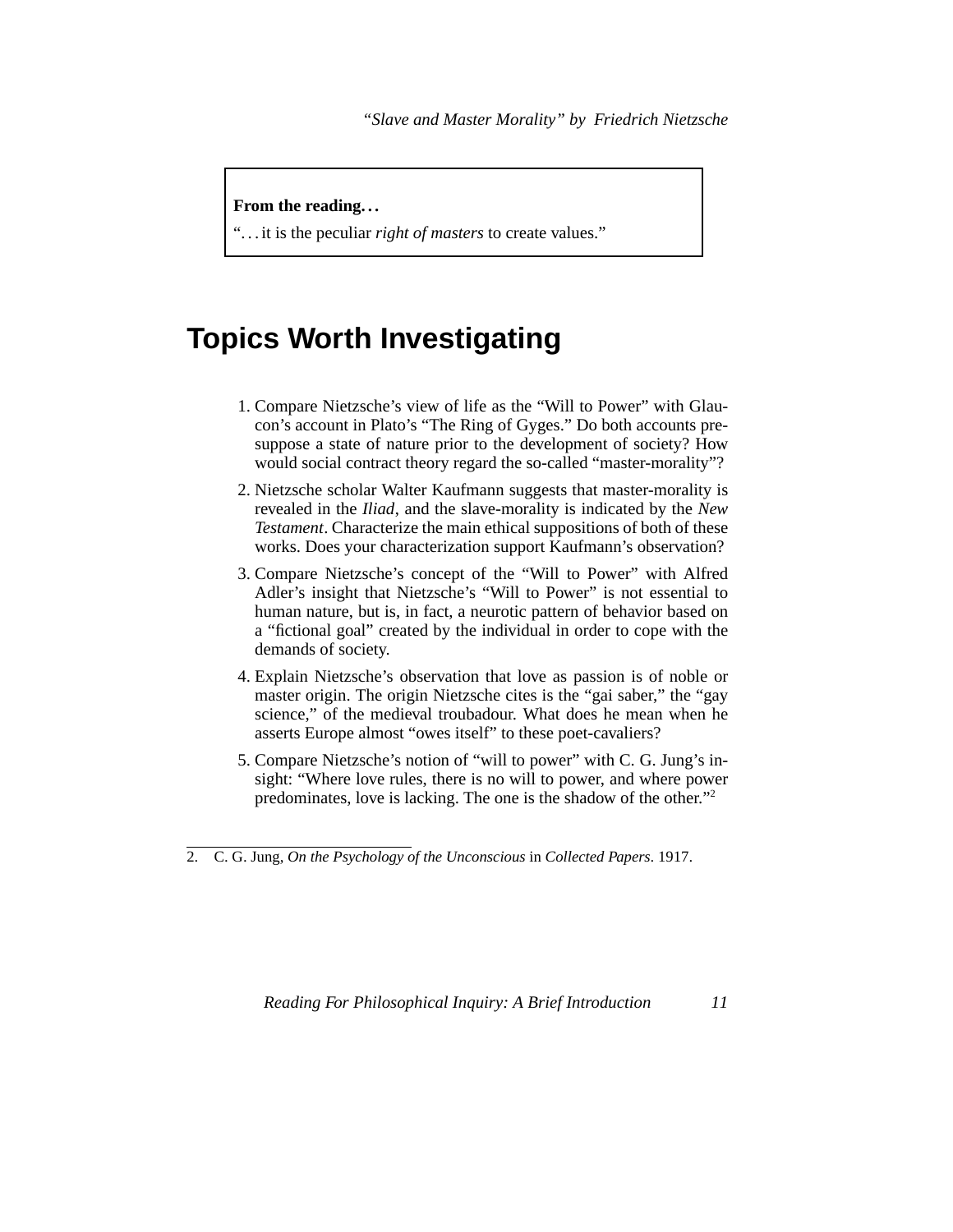**From the reading...**

"... it is the peculiar *right of masters* to create values."

# Topics Worth Investigating

1. Compare Nietzsche's view of life as the "Will to Power" with Glaucon's account in Plato's "The Ring of Gyges." Do both accounts presuppose a state of nature prior to the development of society? How would social contract theory regard the so-called "master-morality"?
2. Nietzsche scholar Walter Kaufmann suggests that master-morality is revealed in the *Iliad*, and the slave-morality is indicated by the *New Testament*. Characterize the main ethical suppositions of both of these works. Does your characterization support Kaufmann's observation?
3. Compare Nietzsche's concept of the "Will to Power" with Alfred Adler's insight that Nietzsche's "Will to Power" is not essential to human nature, but is, in fact, a neurotic pattern of behavior based on a "fictional goal" created by the individual in order to cope with the demands of society.
4. Explain Nietzsche's observation that love as passion is of noble or master origin. The origin Nietzsche cites is the "gai saber," the "gay science," of the medieval troubadour. What does he mean when he asserts Europe almost "owes itself" to these poet-cavaliers?
5. Compare Nietzsche's notion of "will to power" with C. G. Jung's insight: "Where love rules, there is no will to power, and where power predominates, love is lacking. The one is the shadow of the other."[2]

---

2. C. G. Jung, *On the Psychology of the Unconscious* in *Collected Papers*. 1917.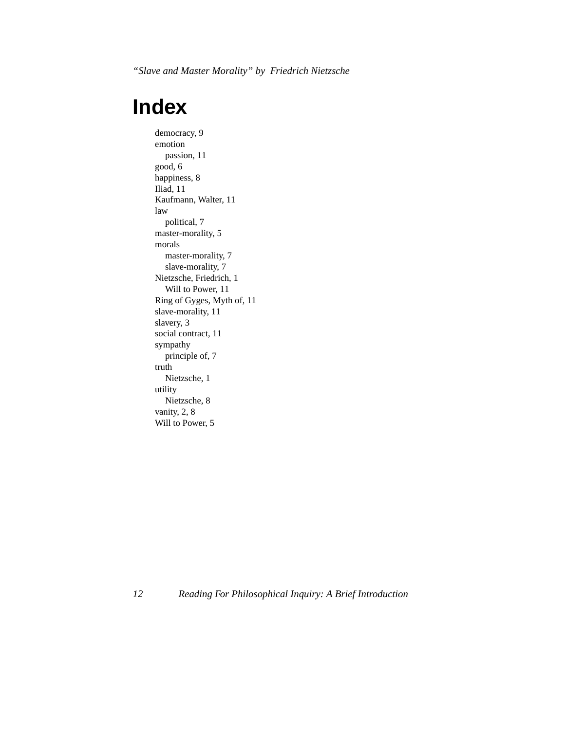# Index

democracy, 9
emotion
  passion, 11
good, 6
happiness, 8
Iliad, 11
Kaufmann, Walter, 11
law
  political, 7
master-morality, 5
morals
  master-morality, 7
  slave-morality, 7
Nietzsche, Friedrich, 1
  Will to Power, 11
Ring of Gyges, Myth of, 11
slave-morality, 11
slavery, 3
social contract, 11
sympathy
  principle of, 7
truth
  Nietzsche, 1
utility
  Nietzsche, 8
vanity, 2, 8
Will to Power, 5